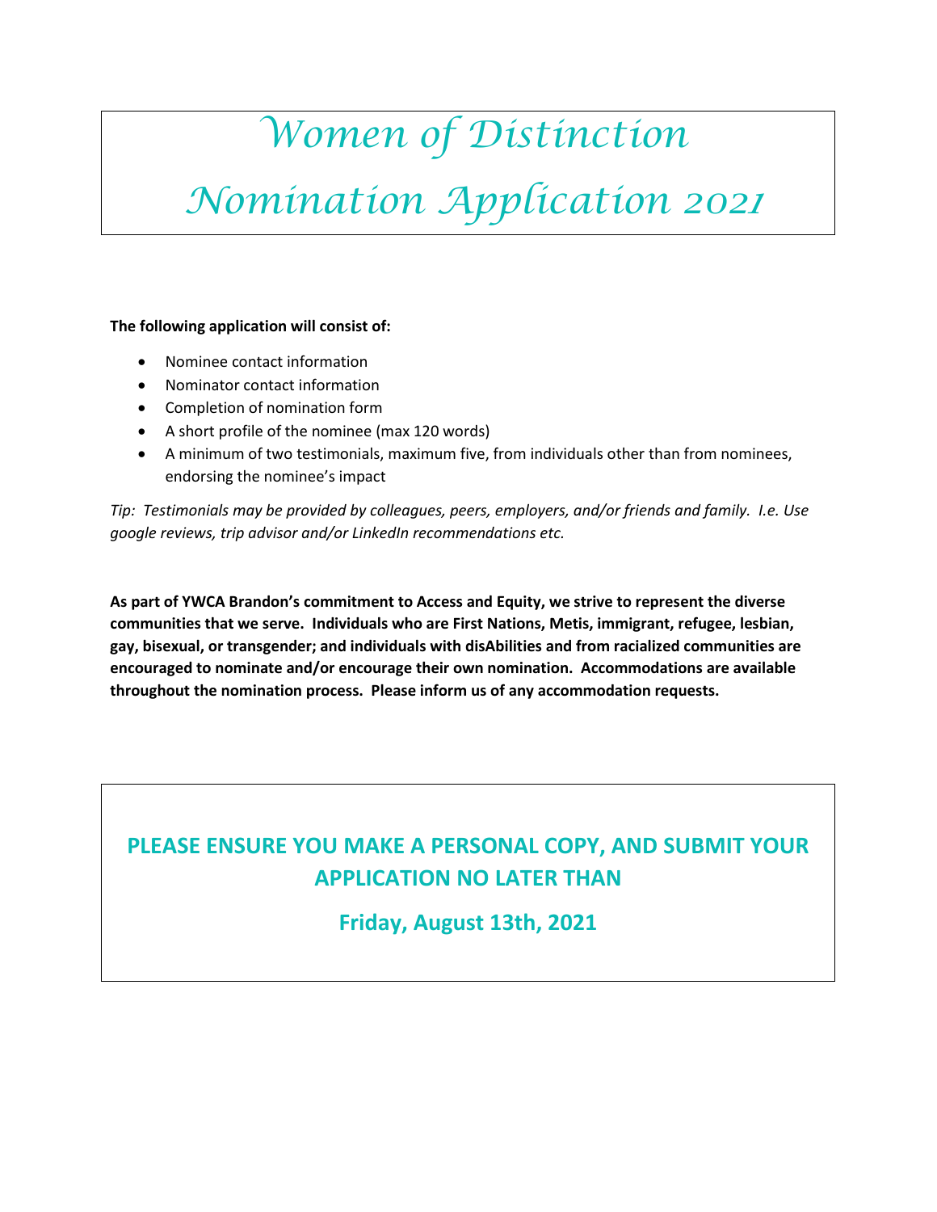# Women of Distinction
# Nomination Application 2021

**The following application will consist of:**

- Nominee contact information
- Nominator contact information
- Completion of nomination form
- A short profile of the nominee (max 120 words)
- A minimum of two testimonials, maximum five, from individuals other than from nominees, endorsing the nominee's impact

*Tip: Testimonials may be provided by colleagues, peers, employers, and/or friends and family. I.e. Use google reviews, trip advisor and/or LinkedIn recommendations etc.*

**As part of YWCA Brandon's commitment to Access and Equity, we strive to represent the diverse communities that we serve. Individuals who are First Nations, Metis, immigrant, refugee, lesbian, gay, bisexual, or transgender; and individuals with disAbilities and from racialized communities are encouraged to nominate and/or encourage their own nomination. Accommodations are available throughout the nomination process. Please inform us of any accommodation requests.**

**PLEASE ENSURE YOU MAKE A PERSONAL COPY, AND SUBMIT YOUR APPLICATION NO LATER THAN**

**Friday, August 13th, 2021**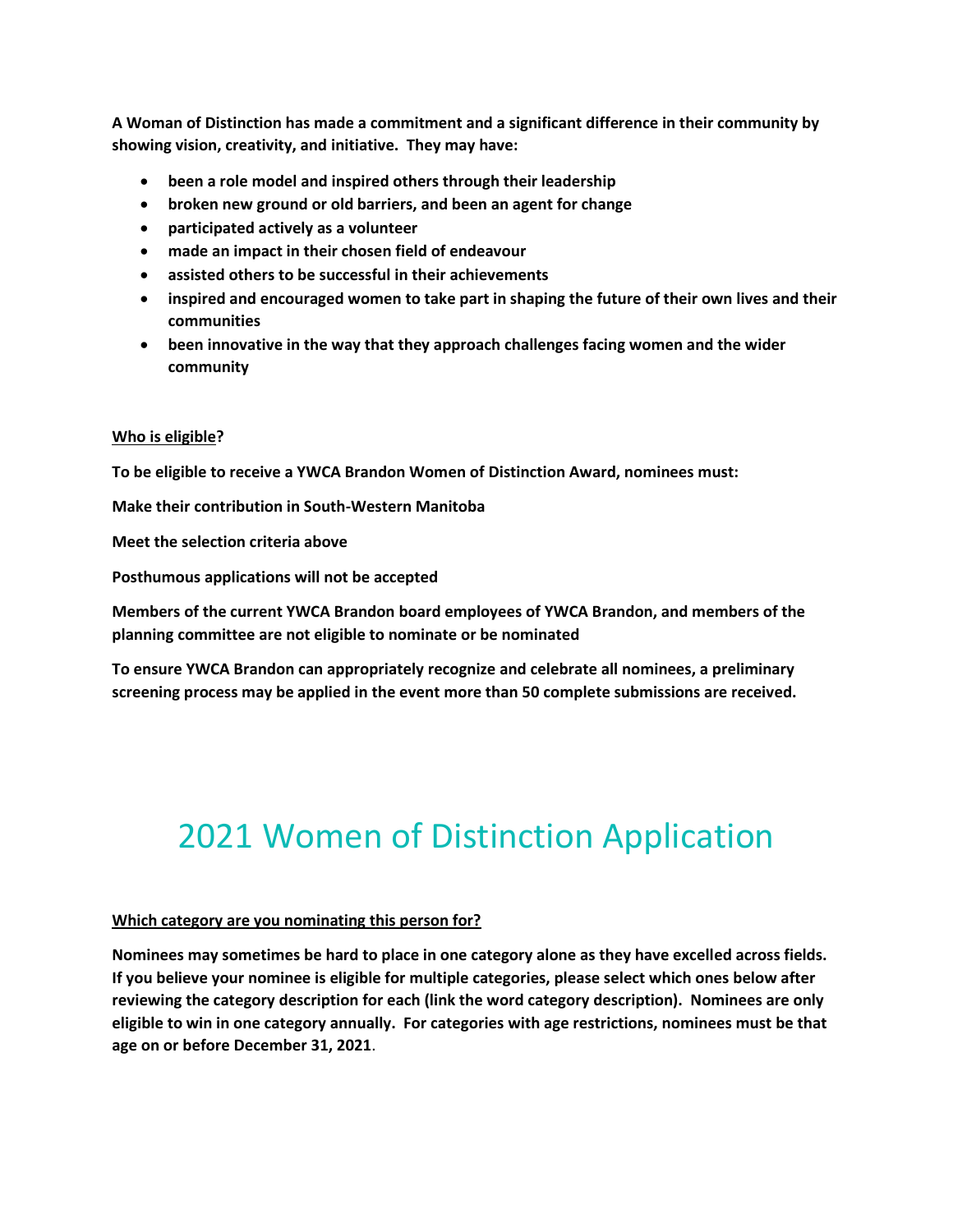**A Woman of Distinction has made a commitment and a significant difference in their community by showing vision, creativity, and initiative. They may have:**

- **been a role model and inspired others through their leadership**
- **broken new ground or old barriers, and been an agent for change**
- **participated actively as a volunteer**
- **made an impact in their chosen field of endeavour**
- **assisted others to be successful in their achievements**
- **inspired and encouraged women to take part in shaping the future of their own lives and their communities**
- **been innovative in the way that they approach challenges facing women and the wider community**

**Who is eligible?**

**To be eligible to receive a YWCA Brandon Women of Distinction Award, nominees must:**

**Make their contribution in South-Western Manitoba**

**Meet the selection criteria above**

**Posthumous applications will not be accepted**

**Members of the current YWCA Brandon board employees of YWCA Brandon, and members of the planning committee are not eligible to nominate or be nominated**

**To ensure YWCA Brandon can appropriately recognize and celebrate all nominees, a preliminary screening process may be applied in the event more than 50 complete submissions are received.**

# 2021 Women of Distinction Application

**Which category are you nominating this person for?**

**Nominees may sometimes be hard to place in one category alone as they have excelled across fields. If you believe your nominee is eligible for multiple categories, please select which ones below after reviewing the category description for each (link the word category description). Nominees are only eligible to win in one category annually. For categories with age restrictions, nominees must be that age on or before December 31, 2021**.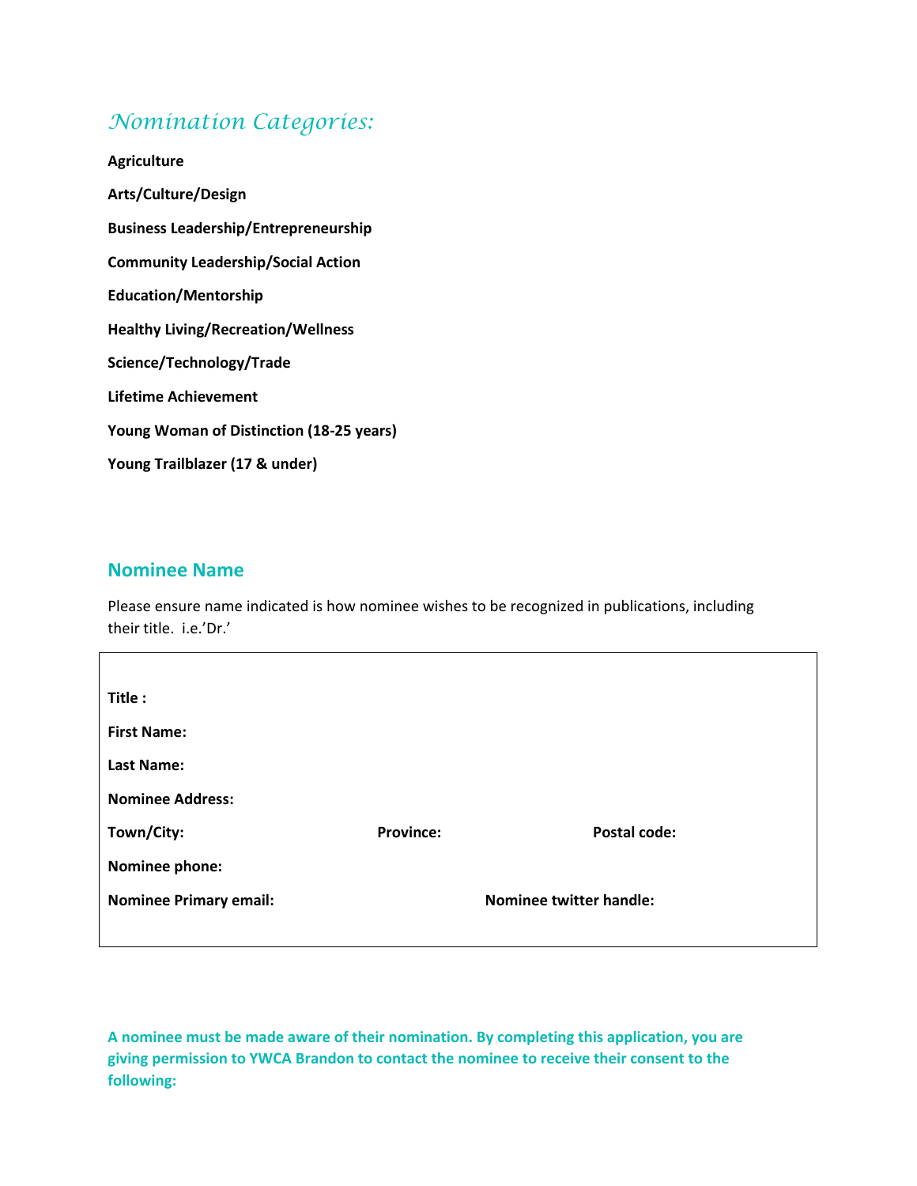## *Nomination Categories:*

**Agriculture**

**Arts/Culture/Design**

**Business Leadership/Entrepreneurship**

**Community Leadership/Social Action**

**Education/Mentorship**

**Healthy Living/Recreation/Wellness**

**Science/Technology/Trade**

**Lifetime Achievement**

**Young Woman of Distinction (18-25 years)**

**Young Trailblazer (17 & under)**

## Nominee Name

Please ensure name indicated is how nominee wishes to be recognized in publications, including their title. i.e.'Dr.'

**Title :**

**First Name:**

**Last Name:**

**Nominee Address:**

**Town/City:** **Province:** **Postal code:**

**Nominee phone:**

**Nominee Primary email:** **Nominee twitter handle:**

**A nominee must be made aware of their nomination. By completing this application, you are giving permission to YWCA Brandon to contact the nominee to receive their consent to the following:**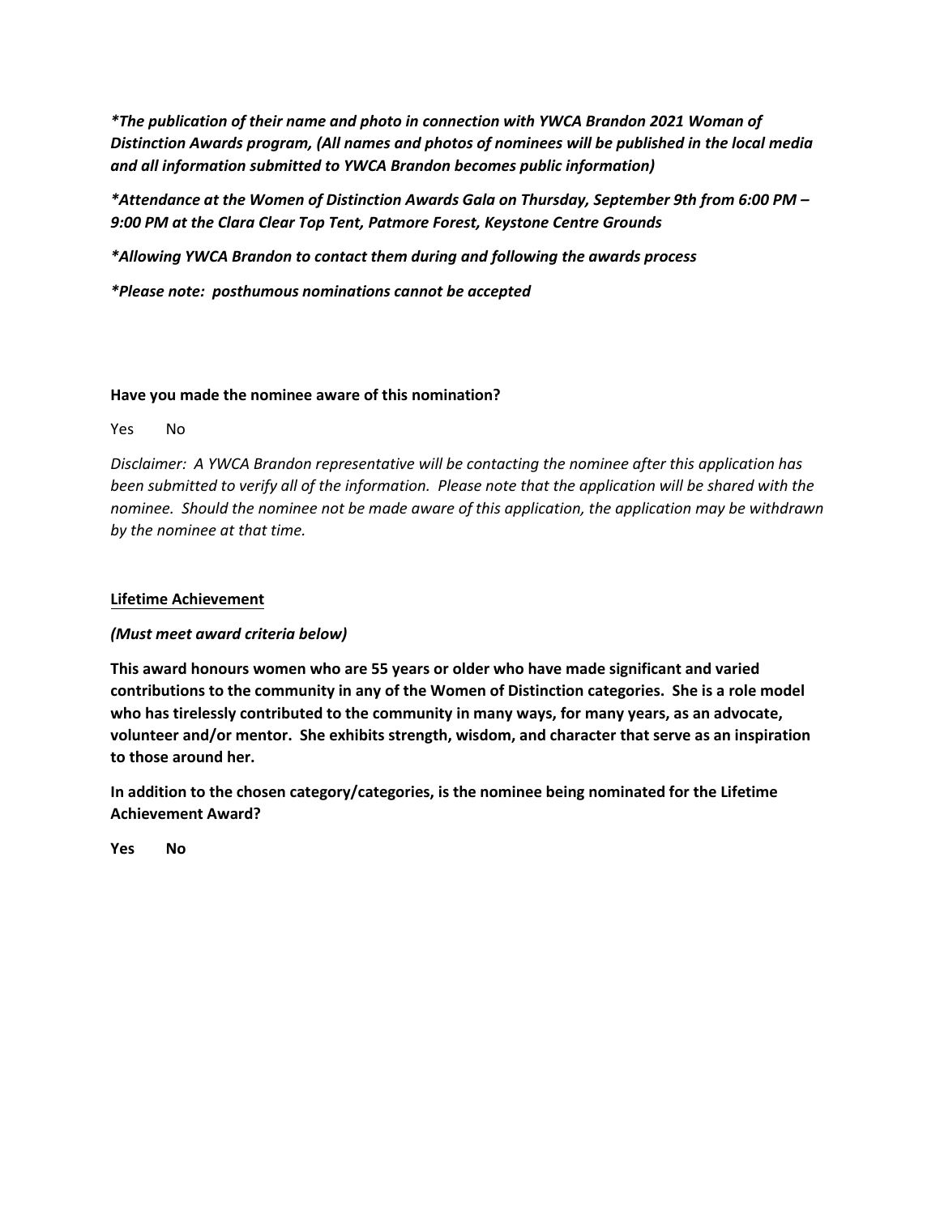***The publication of their name and photo in connection with YWCA Brandon 2021 Woman of Distinction Awards program, (All names and photos of nominees will be published in the local media and all information submitted to YWCA Brandon becomes public information)***

***Attendance at the Women of Distinction Awards Gala on Thursday, September 9th from 6:00 PM – 9:00 PM at the Clara Clear Top Tent, Patmore Forest, Keystone Centre Grounds***

***Allowing YWCA Brandon to contact them during and following the awards process***

***Please note: posthumous nominations cannot be accepted***

**Have you made the nominee aware of this nomination?**

Yes No

*Disclaimer: A YWCA Brandon representative will be contacting the nominee after this application has been submitted to verify all of the information. Please note that the application will be shared with the nominee. Should the nominee not be made aware of this application, the application may be withdrawn by the nominee at that time.*

**Lifetime Achievement**

***(Must meet award criteria below)***

**This award honours women who are 55 years or older who have made significant and varied contributions to the community in any of the Women of Distinction categories. She is a role model who has tirelessly contributed to the community in many ways, for many years, as an advocate, volunteer and/or mentor. She exhibits strength, wisdom, and character that serve as an inspiration to those around her.**

**In addition to the chosen category/categories, is the nominee being nominated for the Lifetime Achievement Award?**

**Yes No**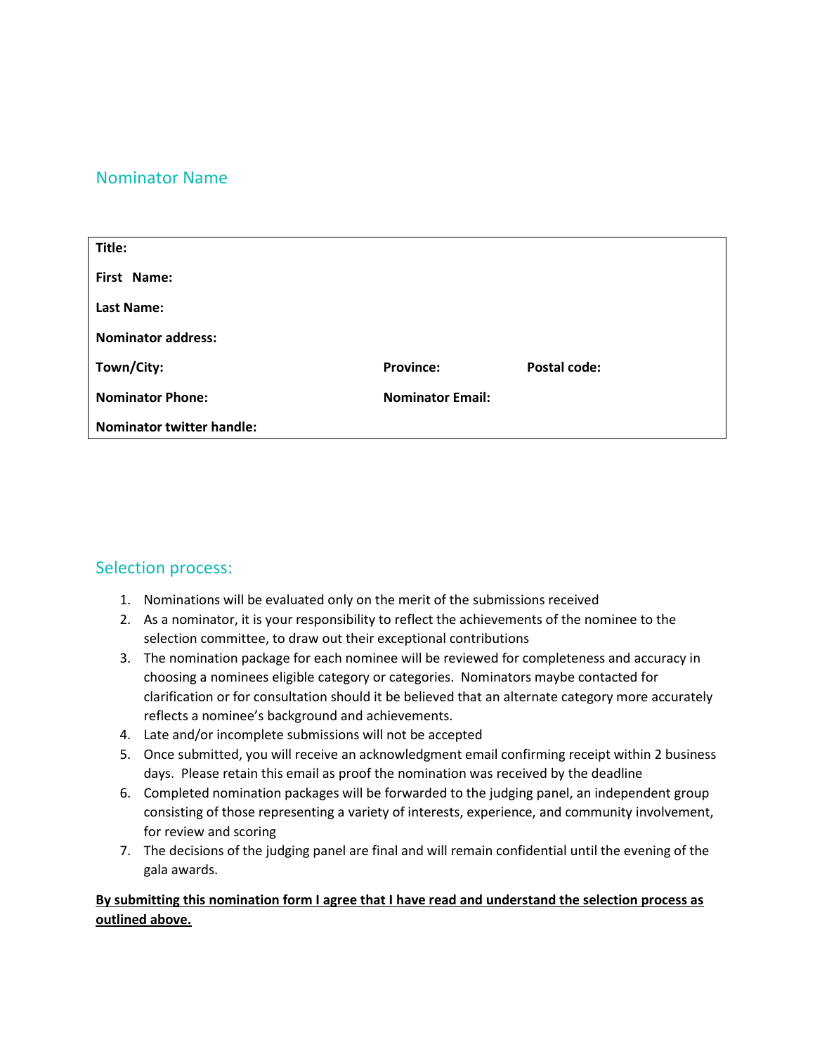## Nominator Name

| | | |
|---|---|---|
| **Title:** | | |
| **First Name:** | | |
| **Last Name:** | | |
| **Nominator address:** | | |
| **Town/City:** | **Province:** | **Postal code:** |
| **Nominator Phone:** | **Nominator Email:** | |
| **Nominator twitter handle:** | | |

## Selection process:

1. Nominations will be evaluated only on the merit of the submissions received
2. As a nominator, it is your responsibility to reflect the achievements of the nominee to the selection committee, to draw out their exceptional contributions
3. The nomination package for each nominee will be reviewed for completeness and accuracy in choosing a nominees eligible category or categories. Nominators maybe contacted for clarification or for consultation should it be believed that an alternate category more accurately reflects a nominee's background and achievements.
4. Late and/or incomplete submissions will not be accepted
5. Once submitted, you will receive an acknowledgment email confirming receipt within 2 business days. Please retain this email as proof the nomination was received by the deadline
6. Completed nomination packages will be forwarded to the judging panel, an independent group consisting of those representing a variety of interests, experience, and community involvement, for review and scoring
7. The decisions of the judging panel are final and will remain confidential until the evening of the gala awards.

<u>**By submitting this nomination form I agree that I have read and understand the selection process as outlined above.**</u>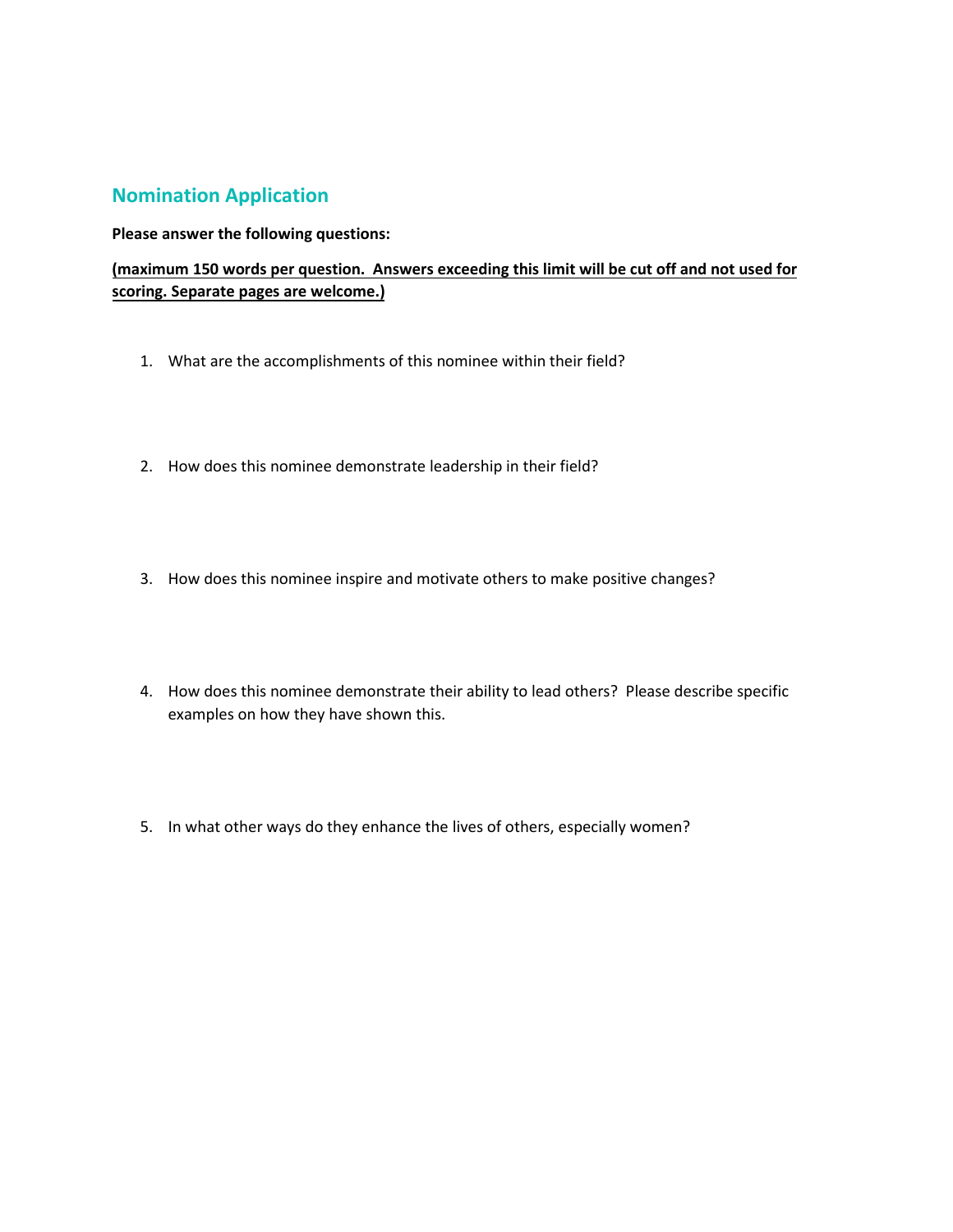## Nomination Application

**Please answer the following questions:**

**(maximum 150 words per question. Answers exceeding this limit will be cut off and not used for scoring. Separate pages are welcome.)**

1. What are the accomplishments of this nominee within their field?

2. How does this nominee demonstrate leadership in their field?

3. How does this nominee inspire and motivate others to make positive changes?

4. How does this nominee demonstrate their ability to lead others? Please describe specific examples on how they have shown this.

5. In what other ways do they enhance the lives of others, especially women?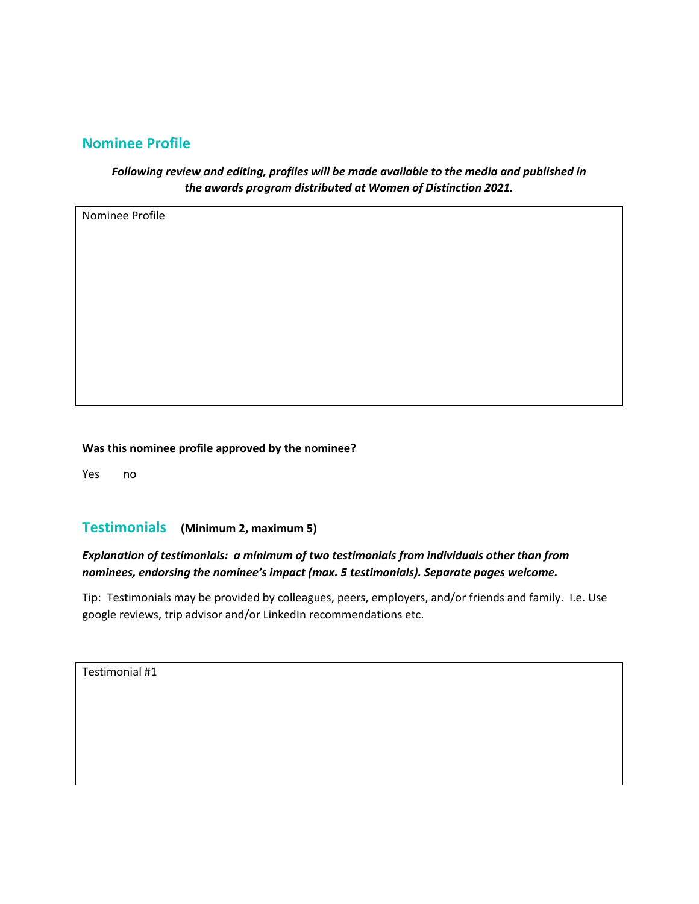## Nominee Profile

***Following review and editing, profiles will be made available to the media and published in the awards program distributed at Women of Distinction 2021.***

| Nominee Profile |
| --- |
| |

**Was this nominee profile approved by the nominee?**

Yes no

## Testimonials **(Minimum 2, maximum 5)**

***Explanation of testimonials: a minimum of two testimonials from individuals other than from nominees, endorsing the nominee's impact (max. 5 testimonials). Separate pages welcome.***

Tip: Testimonials may be provided by colleagues, peers, employers, and/or friends and family. I.e. Use google reviews, trip advisor and/or LinkedIn recommendations etc.

| Testimonial #1 |
| --- |
| |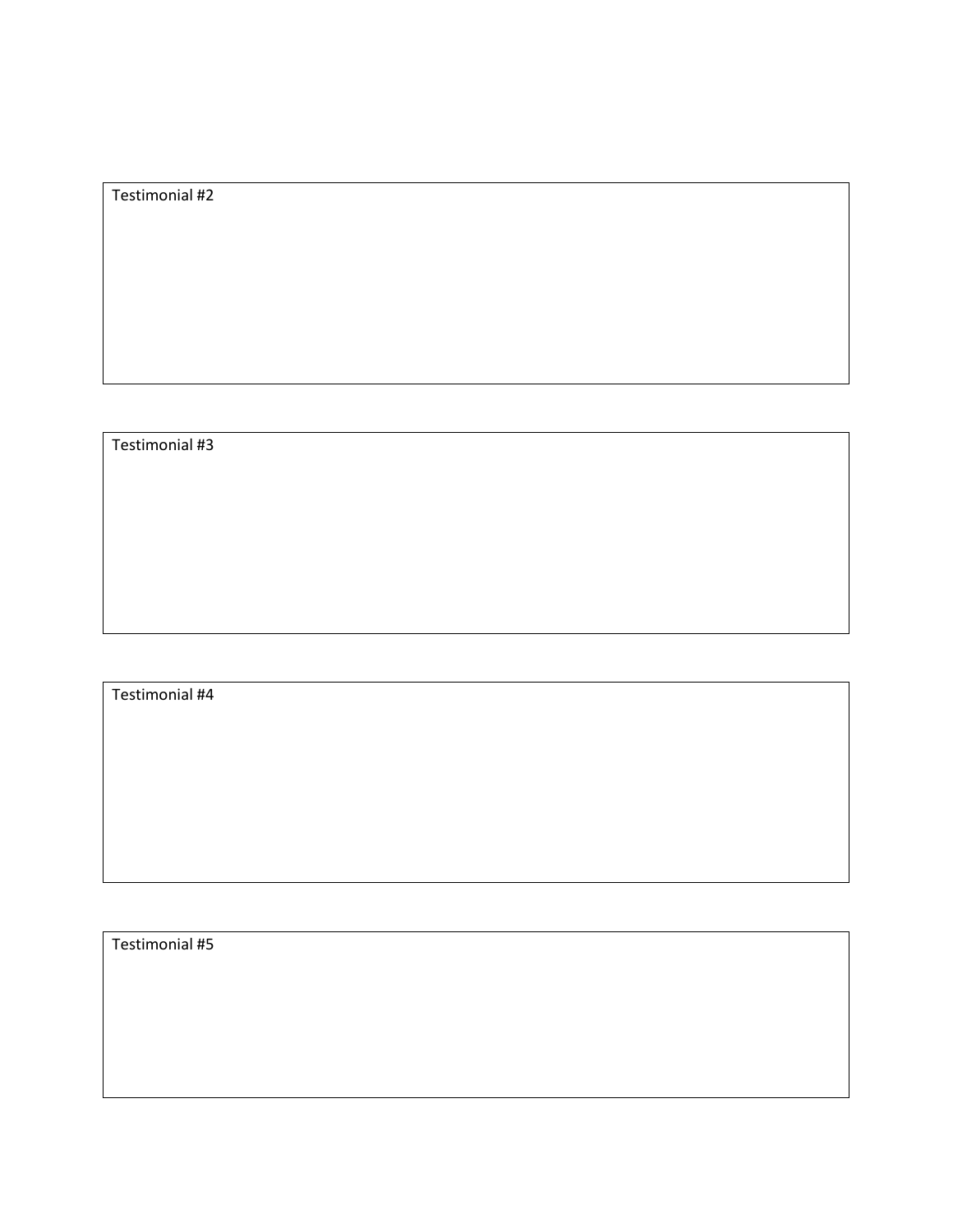Testimonial #2

Testimonial #3

Testimonial #4

Testimonial #5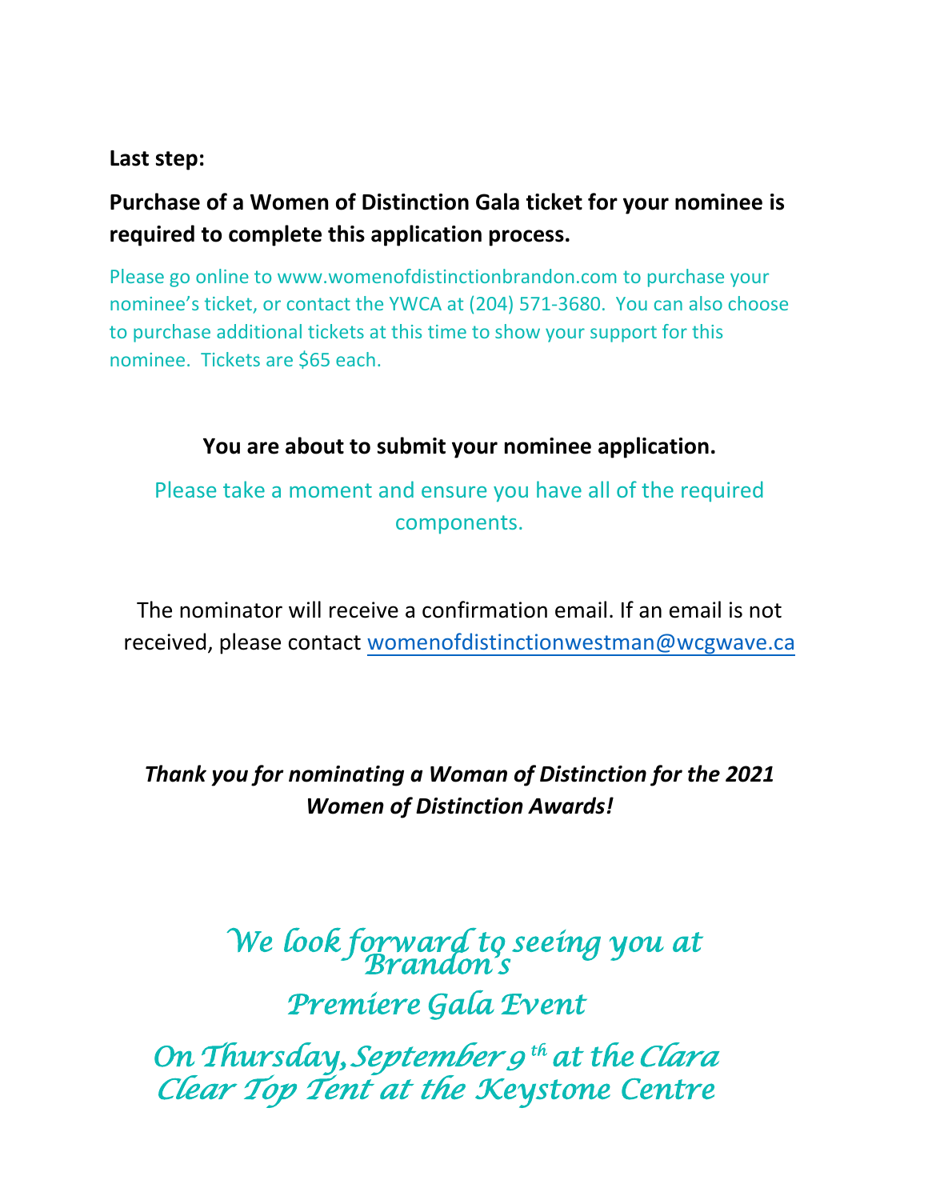**Last step:**

**Purchase of a Women of Distinction Gala ticket for your nominee is required to complete this application process.**

Please go online to www.womenofdistinctionbrandon.com to purchase your nominee's ticket, or contact the YWCA at (204) 571-3680. You can also choose to purchase additional tickets at this time to show your support for this nominee. Tickets are $65 each.

**You are about to submit your nominee application.**

Please take a moment and ensure you have all of the required components.

The nominator will receive a confirmation email. If an email is not received, please contact womenofdistinctionwestman@wcgwave.ca

***Thank you for nominating a Woman of Distinction for the 2021 Women of Distinction Awards!***

*We look forward to seeing you at Brandon's*

*Premiere Gala Event*

*On Thursday, September 9th at the Clara Clear Top Tent at the Keystone Centre*